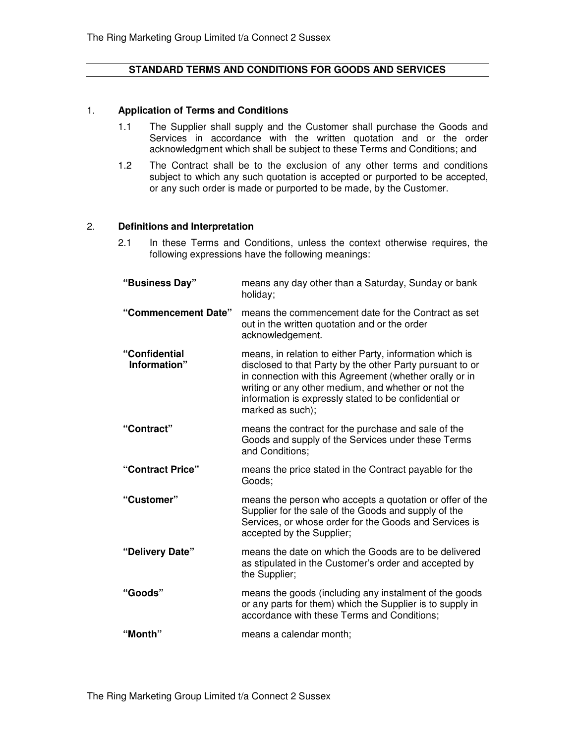## STANDARD TERMS AND CONDITIONS FOR GOODS AND SERVICES

### 1. Application of Terms and Conditions

1.1 The Supplier shall supply and the Customer shall purchase the Goods and Services in accordance with the written quotation and or the order acknowledgment which shall be subject to these Terms and Conditions; and

1.2 The Contract shall be to the exclusion of any other terms and conditions subject to which any such quotation is accepted or purported to be accepted, or any such order is made or purported to be made, by the Customer.

### 2. Definitions and Interpretation

2.1 In these Terms and Conditions, unless the context otherwise requires, the following expressions have the following meanings:

| | |
|---|---|
| **"Business Day"** | means any day other than a Saturday, Sunday or bank holiday; |
| **"Commencement Date"** | means the commencement date for the Contract as set out in the written quotation and or the order acknowledgement. |
| **"Confidential Information"** | means, in relation to either Party, information which is disclosed to that Party by the other Party pursuant to or in connection with this Agreement (whether orally or in writing or any other medium, and whether or not the information is expressly stated to be confidential or marked as such); |
| **"Contract"** | means the contract for the purchase and sale of the Goods and supply of the Services under these Terms and Conditions; |
| **"Contract Price"** | means the price stated in the Contract payable for the Goods; |
| **"Customer"** | means the person who accepts a quotation or offer of the Supplier for the sale of the Goods and supply of the Services, or whose order for the Goods and Services is accepted by the Supplier; |
| **"Delivery Date"** | means the date on which the Goods are to be delivered as stipulated in the Customer's order and accepted by the Supplier; |
| **"Goods"** | means the goods (including any instalment of the goods or any parts for them) which the Supplier is to supply in accordance with these Terms and Conditions; |
| **"Month"** | means a calendar month; |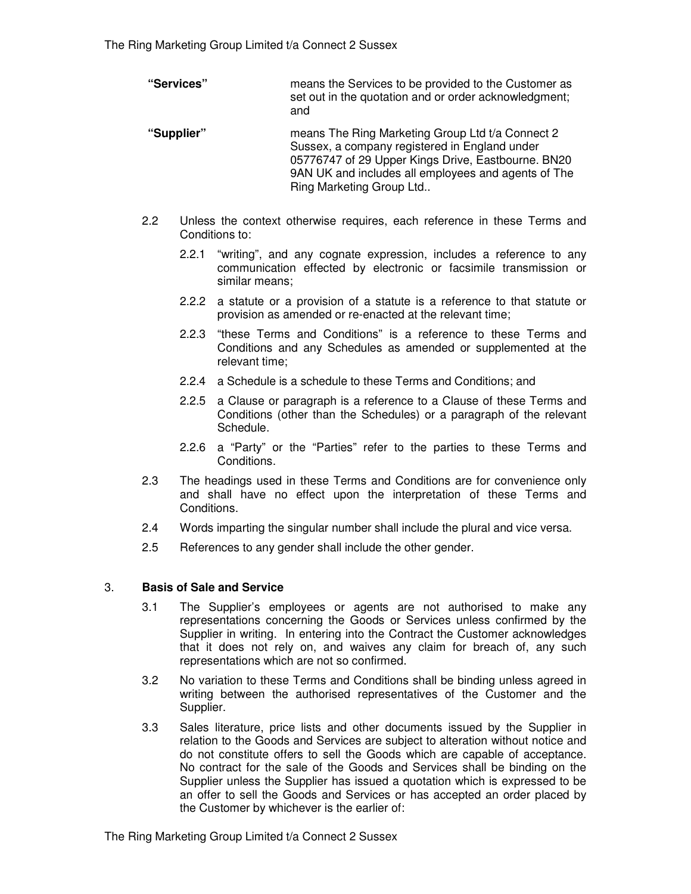| | |
|---|---|
| **"Services"** | means the Services to be provided to the Customer as set out in the quotation and or order acknowledgment; and |
| **"Supplier"** | means The Ring Marketing Group Ltd t/a Connect 2 Sussex, a company registered in England under 05776747 of 29 Upper Kings Drive, Eastbourne. BN20 9AN UK and includes all employees and agents of The Ring Marketing Group Ltd.. |

2.2 Unless the context otherwise requires, each reference in these Terms and Conditions to:

2.2.1 "writing", and any cognate expression, includes a reference to any communication effected by electronic or facsimile transmission or similar means;

2.2.2 a statute or a provision of a statute is a reference to that statute or provision as amended or re-enacted at the relevant time;

2.2.3 "these Terms and Conditions" is a reference to these Terms and Conditions and any Schedules as amended or supplemented at the relevant time;

2.2.4 a Schedule is a schedule to these Terms and Conditions; and

2.2.5 a Clause or paragraph is a reference to a Clause of these Terms and Conditions (other than the Schedules) or a paragraph of the relevant Schedule.

2.2.6 a "Party" or the "Parties" refer to the parties to these Terms and Conditions.

2.3 The headings used in these Terms and Conditions are for convenience only and shall have no effect upon the interpretation of these Terms and Conditions.

2.4 Words imparting the singular number shall include the plural and vice versa.

2.5 References to any gender shall include the other gender.

## 3. Basis of Sale and Service

3.1 The Supplier's employees or agents are not authorised to make any representations concerning the Goods or Services unless confirmed by the Supplier in writing. In entering into the Contract the Customer acknowledges that it does not rely on, and waives any claim for breach of, any such representations which are not so confirmed.

3.2 No variation to these Terms and Conditions shall be binding unless agreed in writing between the authorised representatives of the Customer and the Supplier.

3.3 Sales literature, price lists and other documents issued by the Supplier in relation to the Goods and Services are subject to alteration without notice and do not constitute offers to sell the Goods which are capable of acceptance. No contract for the sale of the Goods and Services shall be binding on the Supplier unless the Supplier has issued a quotation which is expressed to be an offer to sell the Goods and Services or has accepted an order placed by the Customer by whichever is the earlier of: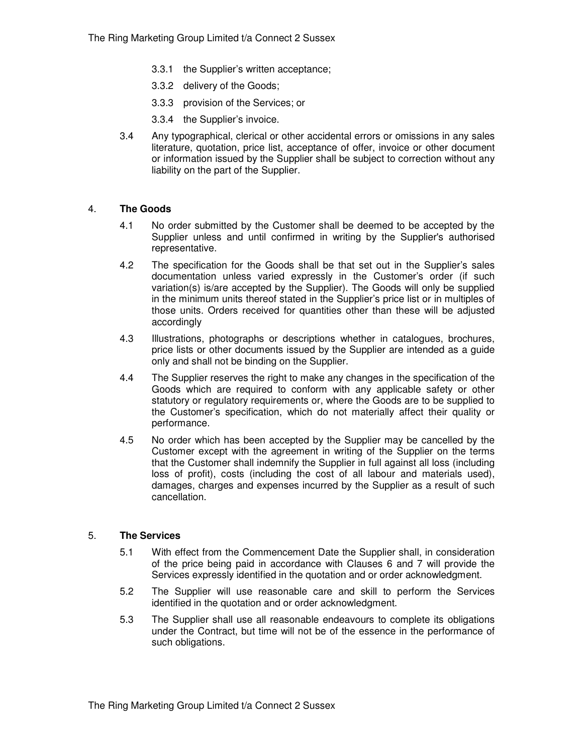3.3.1 the Supplier's written acceptance;

3.3.2 delivery of the Goods;

3.3.3 provision of the Services; or

3.3.4 the Supplier's invoice.

3.4 Any typographical, clerical or other accidental errors or omissions in any sales literature, quotation, price list, acceptance of offer, invoice or other document or information issued by the Supplier shall be subject to correction without any liability on the part of the Supplier.

## 4. **The Goods**

4.1 No order submitted by the Customer shall be deemed to be accepted by the Supplier unless and until confirmed in writing by the Supplier's authorised representative.

4.2 The specification for the Goods shall be that set out in the Supplier's sales documentation unless varied expressly in the Customer's order (if such variation(s) is/are accepted by the Supplier). The Goods will only be supplied in the minimum units thereof stated in the Supplier's price list or in multiples of those units. Orders received for quantities other than these will be adjusted accordingly

4.3 Illustrations, photographs or descriptions whether in catalogues, brochures, price lists or other documents issued by the Supplier are intended as a guide only and shall not be binding on the Supplier.

4.4 The Supplier reserves the right to make any changes in the specification of the Goods which are required to conform with any applicable safety or other statutory or regulatory requirements or, where the Goods are to be supplied to the Customer's specification, which do not materially affect their quality or performance.

4.5 No order which has been accepted by the Supplier may be cancelled by the Customer except with the agreement in writing of the Supplier on the terms that the Customer shall indemnify the Supplier in full against all loss (including loss of profit), costs (including the cost of all labour and materials used), damages, charges and expenses incurred by the Supplier as a result of such cancellation.

## 5. **The Services**

5.1 With effect from the Commencement Date the Supplier shall, in consideration of the price being paid in accordance with Clauses 6 and 7 will provide the Services expressly identified in the quotation and or order acknowledgment.

5.2 The Supplier will use reasonable care and skill to perform the Services identified in the quotation and or order acknowledgment.

5.3 The Supplier shall use all reasonable endeavours to complete its obligations under the Contract, but time will not be of the essence in the performance of such obligations.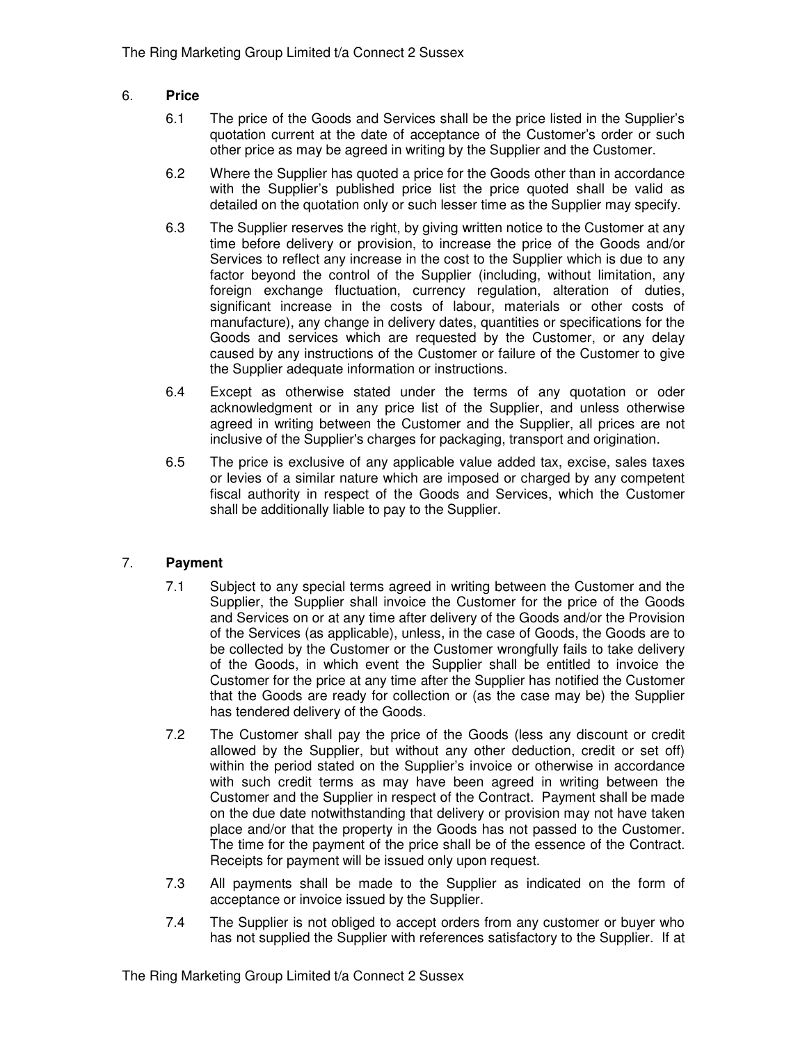## 6. **Price**

6.1 The price of the Goods and Services shall be the price listed in the Supplier's quotation current at the date of acceptance of the Customer's order or such other price as may be agreed in writing by the Supplier and the Customer.

6.2 Where the Supplier has quoted a price for the Goods other than in accordance with the Supplier's published price list the price quoted shall be valid as detailed on the quotation only or such lesser time as the Supplier may specify.

6.3 The Supplier reserves the right, by giving written notice to the Customer at any time before delivery or provision, to increase the price of the Goods and/or Services to reflect any increase in the cost to the Supplier which is due to any factor beyond the control of the Supplier (including, without limitation, any foreign exchange fluctuation, currency regulation, alteration of duties, significant increase in the costs of labour, materials or other costs of manufacture), any change in delivery dates, quantities or specifications for the Goods and services which are requested by the Customer, or any delay caused by any instructions of the Customer or failure of the Customer to give the Supplier adequate information or instructions.

6.4 Except as otherwise stated under the terms of any quotation or oder acknowledgment or in any price list of the Supplier, and unless otherwise agreed in writing between the Customer and the Supplier, all prices are not inclusive of the Supplier's charges for packaging, transport and origination.

6.5 The price is exclusive of any applicable value added tax, excise, sales taxes or levies of a similar nature which are imposed or charged by any competent fiscal authority in respect of the Goods and Services, which the Customer shall be additionally liable to pay to the Supplier.

## 7. **Payment**

7.1 Subject to any special terms agreed in writing between the Customer and the Supplier, the Supplier shall invoice the Customer for the price of the Goods and Services on or at any time after delivery of the Goods and/or the Provision of the Services (as applicable), unless, in the case of Goods, the Goods are to be collected by the Customer or the Customer wrongfully fails to take delivery of the Goods, in which event the Supplier shall be entitled to invoice the Customer for the price at any time after the Supplier has notified the Customer that the Goods are ready for collection or (as the case may be) the Supplier has tendered delivery of the Goods.

7.2 The Customer shall pay the price of the Goods (less any discount or credit allowed by the Supplier, but without any other deduction, credit or set off) within the period stated on the Supplier's invoice or otherwise in accordance with such credit terms as may have been agreed in writing between the Customer and the Supplier in respect of the Contract. Payment shall be made on the due date notwithstanding that delivery or provision may not have taken place and/or that the property in the Goods has not passed to the Customer. The time for the payment of the price shall be of the essence of the Contract. Receipts for payment will be issued only upon request.

7.3 All payments shall be made to the Supplier as indicated on the form of acceptance or invoice issued by the Supplier.

7.4 The Supplier is not obliged to accept orders from any customer or buyer who has not supplied the Supplier with references satisfactory to the Supplier. If at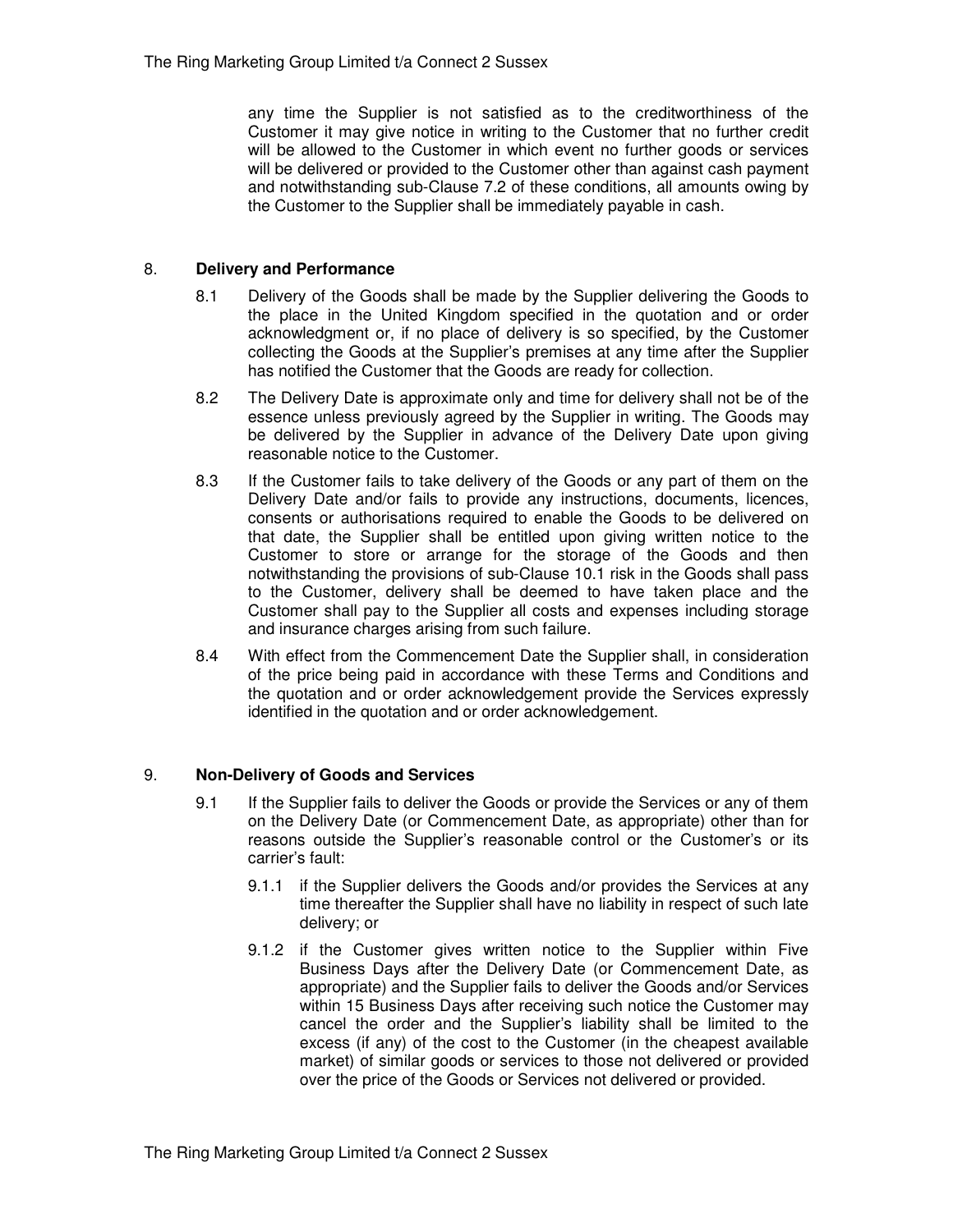any time the Supplier is not satisfied as to the creditworthiness of the Customer it may give notice in writing to the Customer that no further credit will be allowed to the Customer in which event no further goods or services will be delivered or provided to the Customer other than against cash payment and notwithstanding sub-Clause 7.2 of these conditions, all amounts owing by the Customer to the Supplier shall be immediately payable in cash.

## 8. **Delivery and Performance**

8.1 Delivery of the Goods shall be made by the Supplier delivering the Goods to the place in the United Kingdom specified in the quotation and or order acknowledgment or, if no place of delivery is so specified, by the Customer collecting the Goods at the Supplier's premises at any time after the Supplier has notified the Customer that the Goods are ready for collection.

8.2 The Delivery Date is approximate only and time for delivery shall not be of the essence unless previously agreed by the Supplier in writing. The Goods may be delivered by the Supplier in advance of the Delivery Date upon giving reasonable notice to the Customer.

8.3 If the Customer fails to take delivery of the Goods or any part of them on the Delivery Date and/or fails to provide any instructions, documents, licences, consents or authorisations required to enable the Goods to be delivered on that date, the Supplier shall be entitled upon giving written notice to the Customer to store or arrange for the storage of the Goods and then notwithstanding the provisions of sub-Clause 10.1 risk in the Goods shall pass to the Customer, delivery shall be deemed to have taken place and the Customer shall pay to the Supplier all costs and expenses including storage and insurance charges arising from such failure.

8.4 With effect from the Commencement Date the Supplier shall, in consideration of the price being paid in accordance with these Terms and Conditions and the quotation and or order acknowledgement provide the Services expressly identified in the quotation and or order acknowledgement.

## 9. **Non-Delivery of Goods and Services**

9.1 If the Supplier fails to deliver the Goods or provide the Services or any of them on the Delivery Date (or Commencement Date, as appropriate) other than for reasons outside the Supplier's reasonable control or the Customer's or its carrier's fault:

9.1.1 if the Supplier delivers the Goods and/or provides the Services at any time thereafter the Supplier shall have no liability in respect of such late delivery; or

9.1.2 if the Customer gives written notice to the Supplier within Five Business Days after the Delivery Date (or Commencement Date, as appropriate) and the Supplier fails to deliver the Goods and/or Services within 15 Business Days after receiving such notice the Customer may cancel the order and the Supplier's liability shall be limited to the excess (if any) of the cost to the Customer (in the cheapest available market) of similar goods or services to those not delivered or provided over the price of the Goods or Services not delivered or provided.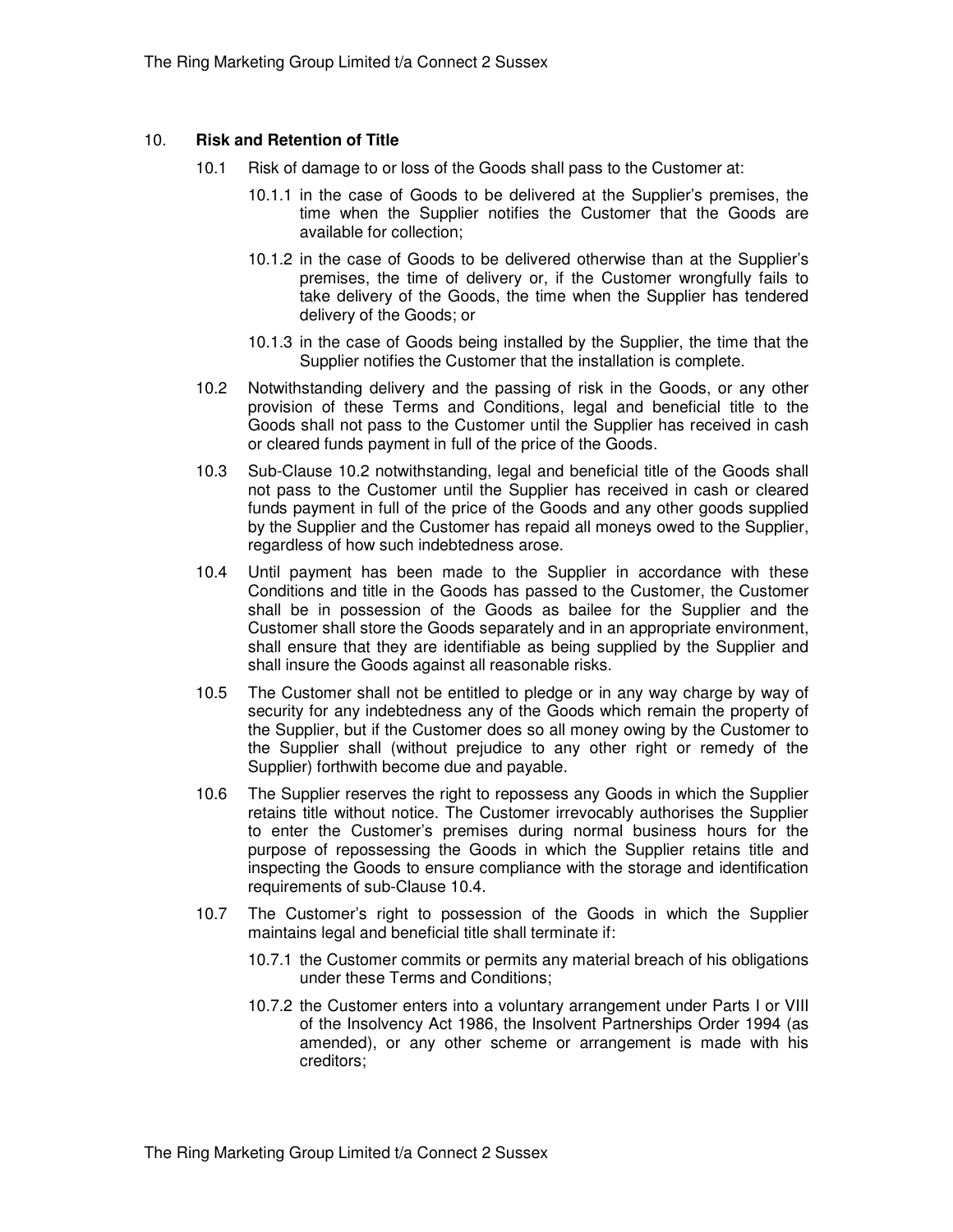## 10. **Risk and Retention of Title**

10.1 Risk of damage to or loss of the Goods shall pass to the Customer at:

10.1.1 in the case of Goods to be delivered at the Supplier's premises, the time when the Supplier notifies the Customer that the Goods are available for collection;

10.1.2 in the case of Goods to be delivered otherwise than at the Supplier's premises, the time of delivery or, if the Customer wrongfully fails to take delivery of the Goods, the time when the Supplier has tendered delivery of the Goods; or

10.1.3 in the case of Goods being installed by the Supplier, the time that the Supplier notifies the Customer that the installation is complete.

10.2 Notwithstanding delivery and the passing of risk in the Goods, or any other provision of these Terms and Conditions, legal and beneficial title to the Goods shall not pass to the Customer until the Supplier has received in cash or cleared funds payment in full of the price of the Goods.

10.3 Sub-Clause 10.2 notwithstanding, legal and beneficial title of the Goods shall not pass to the Customer until the Supplier has received in cash or cleared funds payment in full of the price of the Goods and any other goods supplied by the Supplier and the Customer has repaid all moneys owed to the Supplier, regardless of how such indebtedness arose.

10.4 Until payment has been made to the Supplier in accordance with these Conditions and title in the Goods has passed to the Customer, the Customer shall be in possession of the Goods as bailee for the Supplier and the Customer shall store the Goods separately and in an appropriate environment, shall ensure that they are identifiable as being supplied by the Supplier and shall insure the Goods against all reasonable risks.

10.5 The Customer shall not be entitled to pledge or in any way charge by way of security for any indebtedness any of the Goods which remain the property of the Supplier, but if the Customer does so all money owing by the Customer to the Supplier shall (without prejudice to any other right or remedy of the Supplier) forthwith become due and payable.

10.6 The Supplier reserves the right to repossess any Goods in which the Supplier retains title without notice. The Customer irrevocably authorises the Supplier to enter the Customer's premises during normal business hours for the purpose of repossessing the Goods in which the Supplier retains title and inspecting the Goods to ensure compliance with the storage and identification requirements of sub-Clause 10.4.

10.7 The Customer's right to possession of the Goods in which the Supplier maintains legal and beneficial title shall terminate if:

10.7.1 the Customer commits or permits any material breach of his obligations under these Terms and Conditions;

10.7.2 the Customer enters into a voluntary arrangement under Parts I or VIII of the Insolvency Act 1986, the Insolvent Partnerships Order 1994 (as amended), or any other scheme or arrangement is made with his creditors;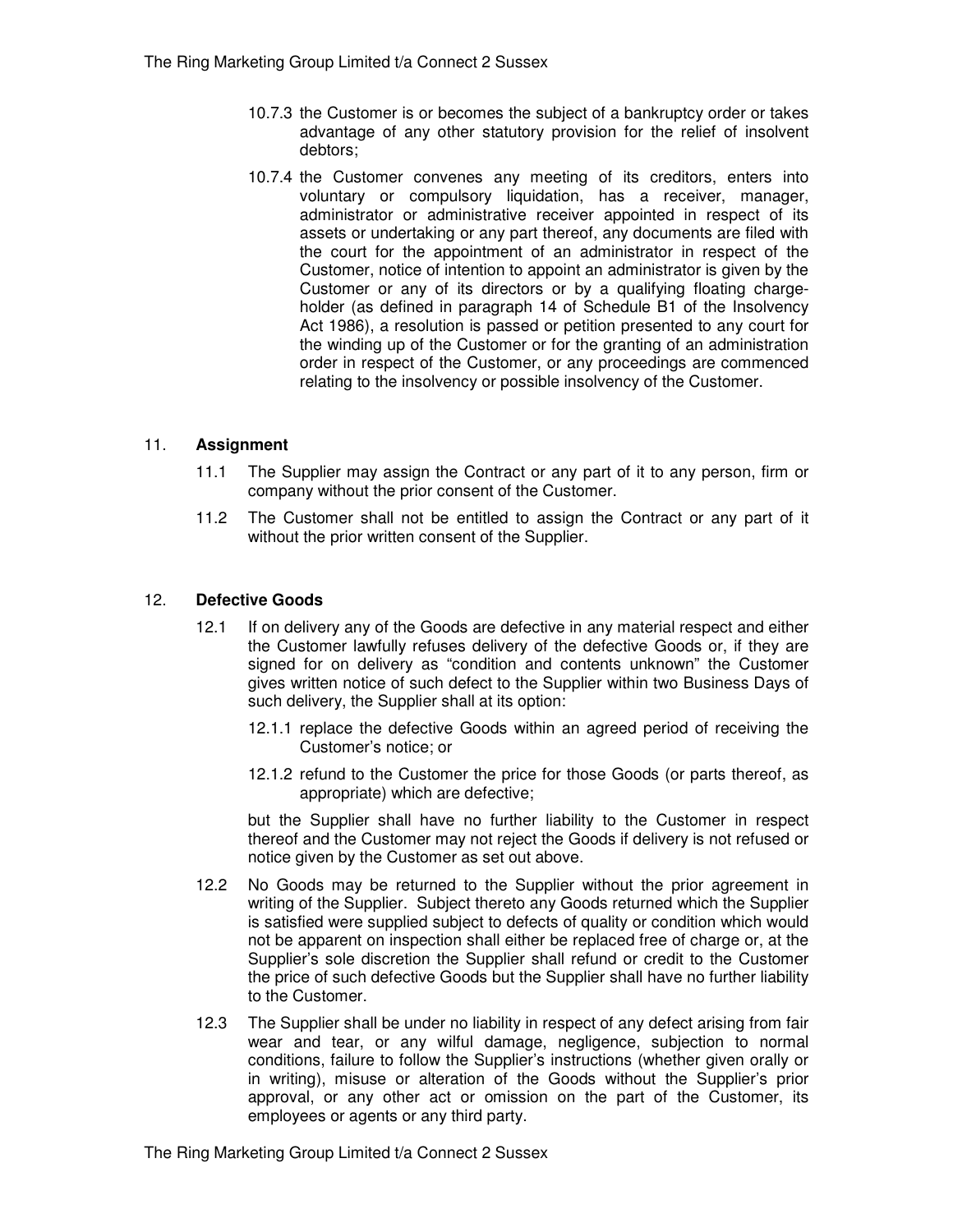10.7.3 the Customer is or becomes the subject of a bankruptcy order or takes advantage of any other statutory provision for the relief of insolvent debtors;

10.7.4 the Customer convenes any meeting of its creditors, enters into voluntary or compulsory liquidation, has a receiver, manager, administrator or administrative receiver appointed in respect of its assets or undertaking or any part thereof, any documents are filed with the court for the appointment of an administrator in respect of the Customer, notice of intention to appoint an administrator is given by the Customer or any of its directors or by a qualifying floating charge-holder (as defined in paragraph 14 of Schedule B1 of the Insolvency Act 1986), a resolution is passed or petition presented to any court for the winding up of the Customer or for the granting of an administration order in respect of the Customer, or any proceedings are commenced relating to the insolvency or possible insolvency of the Customer.

## 11. **Assignment**

11.1 The Supplier may assign the Contract or any part of it to any person, firm or company without the prior consent of the Customer.

11.2 The Customer shall not be entitled to assign the Contract or any part of it without the prior written consent of the Supplier.

## 12. **Defective Goods**

12.1 If on delivery any of the Goods are defective in any material respect and either the Customer lawfully refuses delivery of the defective Goods or, if they are signed for on delivery as "condition and contents unknown" the Customer gives written notice of such defect to the Supplier within two Business Days of such delivery, the Supplier shall at its option:

12.1.1 replace the defective Goods within an agreed period of receiving the Customer's notice; or

12.1.2 refund to the Customer the price for those Goods (or parts thereof, as appropriate) which are defective;

but the Supplier shall have no further liability to the Customer in respect thereof and the Customer may not reject the Goods if delivery is not refused or notice given by the Customer as set out above.

12.2 No Goods may be returned to the Supplier without the prior agreement in writing of the Supplier. Subject thereto any Goods returned which the Supplier is satisfied were supplied subject to defects of quality or condition which would not be apparent on inspection shall either be replaced free of charge or, at the Supplier's sole discretion the Supplier shall refund or credit to the Customer the price of such defective Goods but the Supplier shall have no further liability to the Customer.

12.3 The Supplier shall be under no liability in respect of any defect arising from fair wear and tear, or any wilful damage, negligence, subjection to normal conditions, failure to follow the Supplier's instructions (whether given orally or in writing), misuse or alteration of the Goods without the Supplier's prior approval, or any other act or omission on the part of the Customer, its employees or agents or any third party.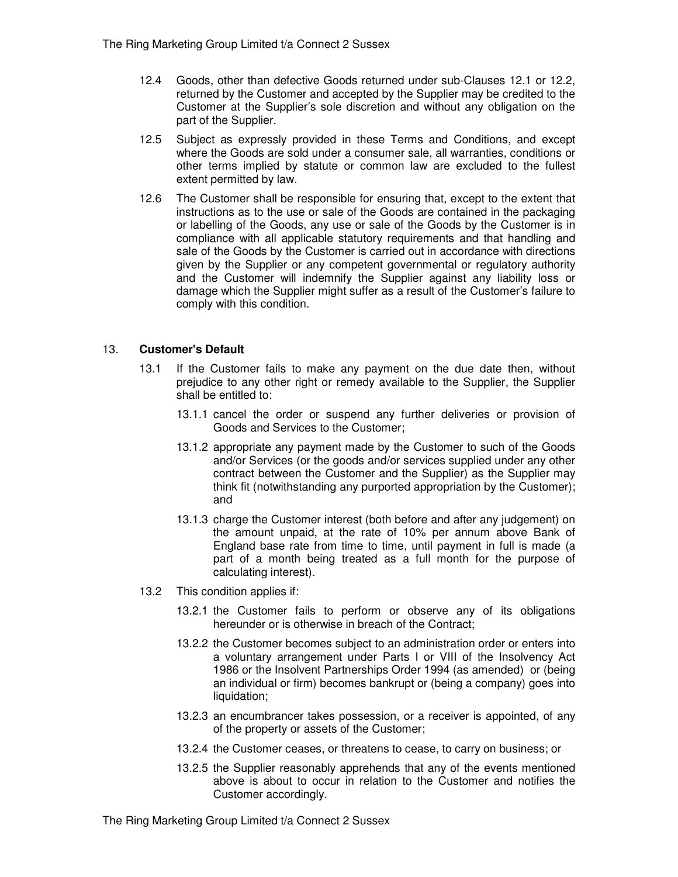12.4 Goods, other than defective Goods returned under sub-Clauses 12.1 or 12.2, returned by the Customer and accepted by the Supplier may be credited to the Customer at the Supplier's sole discretion and without any obligation on the part of the Supplier.

12.5 Subject as expressly provided in these Terms and Conditions, and except where the Goods are sold under a consumer sale, all warranties, conditions or other terms implied by statute or common law are excluded to the fullest extent permitted by law.

12.6 The Customer shall be responsible for ensuring that, except to the extent that instructions as to the use or sale of the Goods are contained in the packaging or labelling of the Goods, any use or sale of the Goods by the Customer is in compliance with all applicable statutory requirements and that handling and sale of the Goods by the Customer is carried out in accordance with directions given by the Supplier or any competent governmental or regulatory authority and the Customer will indemnify the Supplier against any liability loss or damage which the Supplier might suffer as a result of the Customer's failure to comply with this condition.

## 13. **Customer's Default**

13.1 If the Customer fails to make any payment on the due date then, without prejudice to any other right or remedy available to the Supplier, the Supplier shall be entitled to:

13.1.1 cancel the order or suspend any further deliveries or provision of Goods and Services to the Customer;

13.1.2 appropriate any payment made by the Customer to such of the Goods and/or Services (or the goods and/or services supplied under any other contract between the Customer and the Supplier) as the Supplier may think fit (notwithstanding any purported appropriation by the Customer); and

13.1.3 charge the Customer interest (both before and after any judgement) on the amount unpaid, at the rate of 10% per annum above Bank of England base rate from time to time, until payment in full is made (a part of a month being treated as a full month for the purpose of calculating interest).

13.2 This condition applies if:

13.2.1 the Customer fails to perform or observe any of its obligations hereunder or is otherwise in breach of the Contract;

13.2.2 the Customer becomes subject to an administration order or enters into a voluntary arrangement under Parts I or VIII of the Insolvency Act 1986 or the Insolvent Partnerships Order 1994 (as amended) or (being an individual or firm) becomes bankrupt or (being a company) goes into liquidation;

13.2.3 an encumbrancer takes possession, or a receiver is appointed, of any of the property or assets of the Customer;

13.2.4 the Customer ceases, or threatens to cease, to carry on business; or

13.2.5 the Supplier reasonably apprehends that any of the events mentioned above is about to occur in relation to the Customer and notifies the Customer accordingly.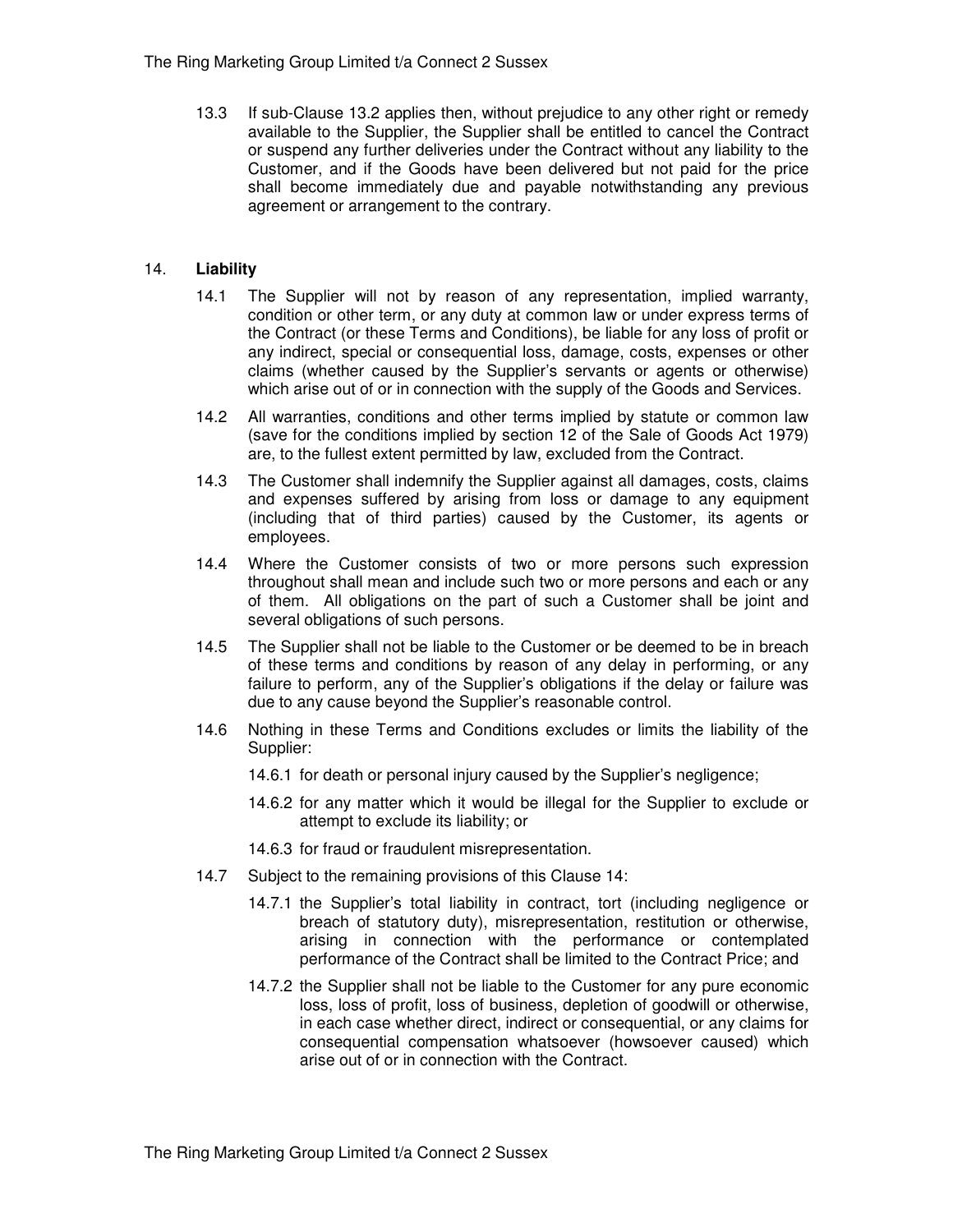13.3 If sub-Clause 13.2 applies then, without prejudice to any other right or remedy available to the Supplier, the Supplier shall be entitled to cancel the Contract or suspend any further deliveries under the Contract without any liability to the Customer, and if the Goods have been delivered but not paid for the price shall become immediately due and payable notwithstanding any previous agreement or arrangement to the contrary.

## 14. **Liability**

14.1 The Supplier will not by reason of any representation, implied warranty, condition or other term, or any duty at common law or under express terms of the Contract (or these Terms and Conditions), be liable for any loss of profit or any indirect, special or consequential loss, damage, costs, expenses or other claims (whether caused by the Supplier's servants or agents or otherwise) which arise out of or in connection with the supply of the Goods and Services.

14.2 All warranties, conditions and other terms implied by statute or common law (save for the conditions implied by section 12 of the Sale of Goods Act 1979) are, to the fullest extent permitted by law, excluded from the Contract.

14.3 The Customer shall indemnify the Supplier against all damages, costs, claims and expenses suffered by arising from loss or damage to any equipment (including that of third parties) caused by the Customer, its agents or employees.

14.4 Where the Customer consists of two or more persons such expression throughout shall mean and include such two or more persons and each or any of them. All obligations on the part of such a Customer shall be joint and several obligations of such persons.

14.5 The Supplier shall not be liable to the Customer or be deemed to be in breach of these terms and conditions by reason of any delay in performing, or any failure to perform, any of the Supplier's obligations if the delay or failure was due to any cause beyond the Supplier's reasonable control.

14.6 Nothing in these Terms and Conditions excludes or limits the liability of the Supplier:

14.6.1 for death or personal injury caused by the Supplier's negligence;

14.6.2 for any matter which it would be illegal for the Supplier to exclude or attempt to exclude its liability; or

14.6.3 for fraud or fraudulent misrepresentation.

14.7 Subject to the remaining provisions of this Clause 14:

14.7.1 the Supplier's total liability in contract, tort (including negligence or breach of statutory duty), misrepresentation, restitution or otherwise, arising in connection with the performance or contemplated performance of the Contract shall be limited to the Contract Price; and

14.7.2 the Supplier shall not be liable to the Customer for any pure economic loss, loss of profit, loss of business, depletion of goodwill or otherwise, in each case whether direct, indirect or consequential, or any claims for consequential compensation whatsoever (howsoever caused) which arise out of or in connection with the Contract.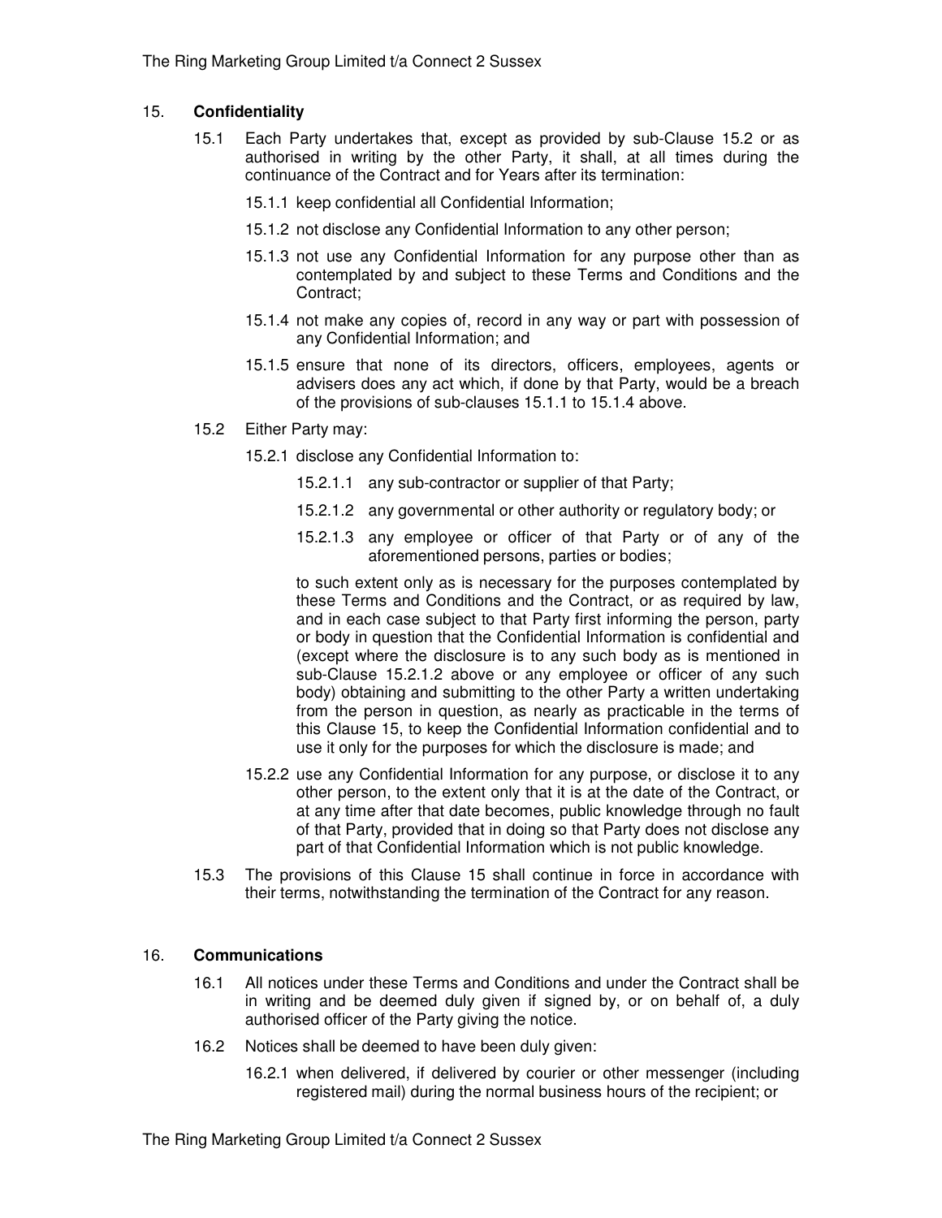## 15. Confidentiality

15.1 Each Party undertakes that, except as provided by sub-Clause 15.2 or as authorised in writing by the other Party, it shall, at all times during the continuance of the Contract and for Years after its termination:

15.1.1 keep confidential all Confidential Information;

15.1.2 not disclose any Confidential Information to any other person;

15.1.3 not use any Confidential Information for any purpose other than as contemplated by and subject to these Terms and Conditions and the Contract;

15.1.4 not make any copies of, record in any way or part with possession of any Confidential Information; and

15.1.5 ensure that none of its directors, officers, employees, agents or advisers does any act which, if done by that Party, would be a breach of the provisions of sub-clauses 15.1.1 to 15.1.4 above.

15.2 Either Party may:

15.2.1 disclose any Confidential Information to:

15.2.1.1 any sub-contractor or supplier of that Party;

15.2.1.2 any governmental or other authority or regulatory body; or

15.2.1.3 any employee or officer of that Party or of any of the aforementioned persons, parties or bodies;

to such extent only as is necessary for the purposes contemplated by these Terms and Conditions and the Contract, or as required by law, and in each case subject to that Party first informing the person, party or body in question that the Confidential Information is confidential and (except where the disclosure is to any such body as is mentioned in sub-Clause 15.2.1.2 above or any employee or officer of any such body) obtaining and submitting to the other Party a written undertaking from the person in question, as nearly as practicable in the terms of this Clause 15, to keep the Confidential Information confidential and to use it only for the purposes for which the disclosure is made; and

15.2.2 use any Confidential Information for any purpose, or disclose it to any other person, to the extent only that it is at the date of the Contract, or at any time after that date becomes, public knowledge through no fault of that Party, provided that in doing so that Party does not disclose any part of that Confidential Information which is not public knowledge.

15.3 The provisions of this Clause 15 shall continue in force in accordance with their terms, notwithstanding the termination of the Contract for any reason.

## 16. Communications

16.1 All notices under these Terms and Conditions and under the Contract shall be in writing and be deemed duly given if signed by, or on behalf of, a duly authorised officer of the Party giving the notice.

16.2 Notices shall be deemed to have been duly given:

16.2.1 when delivered, if delivered by courier or other messenger (including registered mail) during the normal business hours of the recipient; or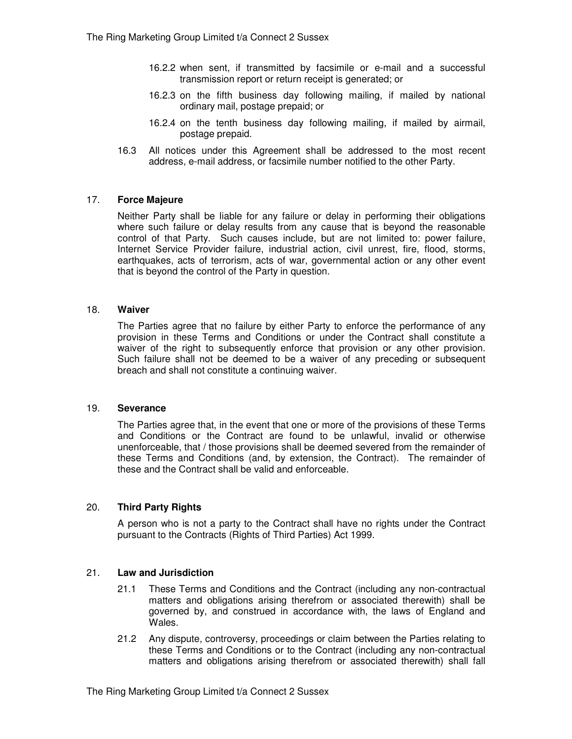16.2.2 when sent, if transmitted by facsimile or e-mail and a successful transmission report or return receipt is generated; or

16.2.3 on the fifth business day following mailing, if mailed by national ordinary mail, postage prepaid; or

16.2.4 on the tenth business day following mailing, if mailed by airmail, postage prepaid.

16.3 All notices under this Agreement shall be addressed to the most recent address, e-mail address, or facsimile number notified to the other Party.

## 17. Force Majeure

Neither Party shall be liable for any failure or delay in performing their obligations where such failure or delay results from any cause that is beyond the reasonable control of that Party. Such causes include, but are not limited to: power failure, Internet Service Provider failure, industrial action, civil unrest, fire, flood, storms, earthquakes, acts of terrorism, acts of war, governmental action or any other event that is beyond the control of the Party in question.

## 18. Waiver

The Parties agree that no failure by either Party to enforce the performance of any provision in these Terms and Conditions or under the Contract shall constitute a waiver of the right to subsequently enforce that provision or any other provision. Such failure shall not be deemed to be a waiver of any preceding or subsequent breach and shall not constitute a continuing waiver.

## 19. Severance

The Parties agree that, in the event that one or more of the provisions of these Terms and Conditions or the Contract are found to be unlawful, invalid or otherwise unenforceable, that / those provisions shall be deemed severed from the remainder of these Terms and Conditions (and, by extension, the Contract). The remainder of these and the Contract shall be valid and enforceable.

## 20. Third Party Rights

A person who is not a party to the Contract shall have no rights under the Contract pursuant to the Contracts (Rights of Third Parties) Act 1999.

## 21. Law and Jurisdiction

21.1 These Terms and Conditions and the Contract (including any non-contractual matters and obligations arising therefrom or associated therewith) shall be governed by, and construed in accordance with, the laws of England and Wales.

21.2 Any dispute, controversy, proceedings or claim between the Parties relating to these Terms and Conditions or to the Contract (including any non-contractual matters and obligations arising therefrom or associated therewith) shall fall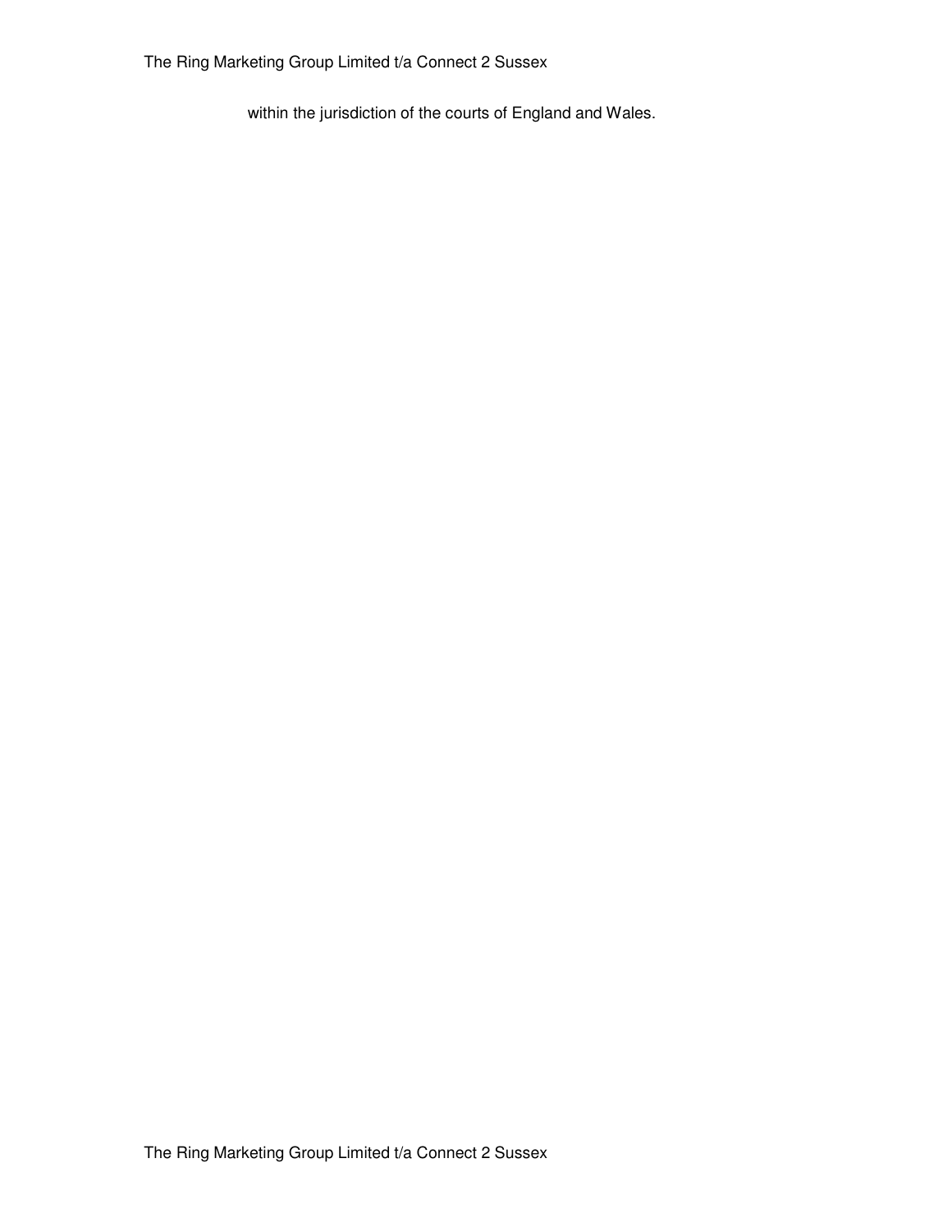within the jurisdiction of the courts of England and Wales.